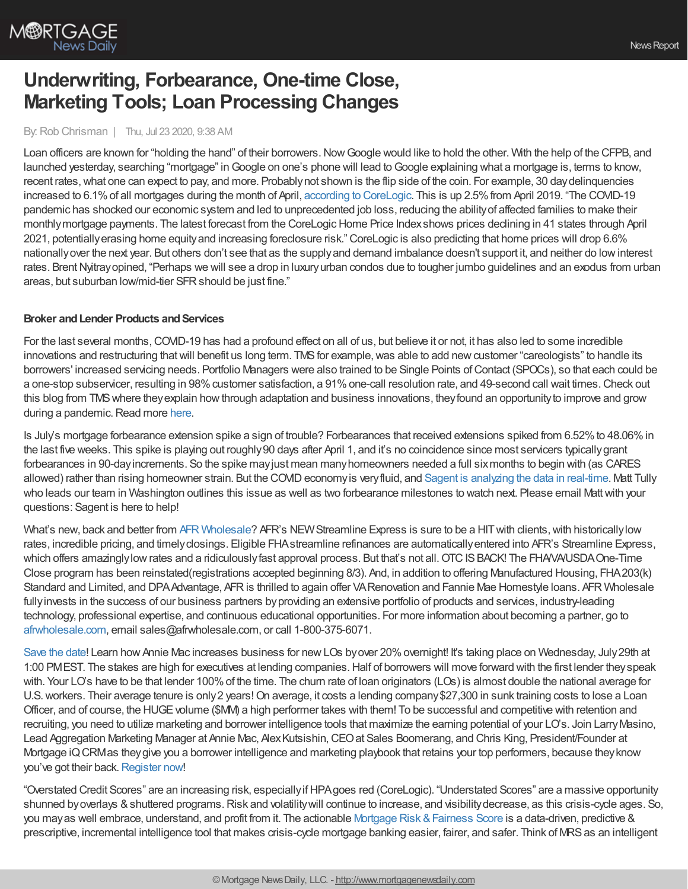# Underwriting, Forbearance, One-time Close, Marketing Tools; Loan Processing Changes

By: Rob Chrisman | Thu, Jul 23 2020, 9:38 AM

Loan officers are known for "holding the hand" of their borrowers. Now Google would like to hold the other. With the help of the CFPB, and launched yesterday, searching "mortgage" in Google on one's phone will lead to Google explaining what a mortgage is, terms to know, recent rates, what one can expect to pay, and more. Probably not shown is the flip side of the coin. For example, 30 day delinquencies increased to 6.1% of all mortgages during the month of April, according to CoreLogic. This is up 2.5% from April 2019. "The COVID-19 pandemic has shocked our economic system and led to unprecedented job loss, reducing the ability of affected families to make their monthly mortgage payments. The latest forecast from the CoreLogic Home Price Index shows prices declining in 41 states through April 2021, potentially erasing home equity and increasing foreclosure risk." CoreLogic is also predicting that home prices will drop 6.6% nationally over the next year. But others don't see that as the supply and demand imbalance doesn't support it, and neither do low interest rates. Brent Nyitray opined, "Perhaps we will see a drop in luxury urban condos due to tougher jumbo guidelines and an exodus from urban areas, but suburban low/mid-tier SFR should be just fine."

**Broker and Lender Products and Services**

For the last several months, COVID-19 has had a profound effect on all of us, but believe it or not, it has also led to some incredible innovations and restructuring that will benefit us long term. TMS for example, was able to add new customer "careologists" to handle its borrowers' increased servicing needs. Portfolio Managers were also trained to be Single Points of Contact (SPOCs), so that each could be a one-stop subservicer, resulting in 98% customer satisfaction, a 91% one-call resolution rate, and 49-second call wait times. Check out this blog from TMS where they explain how through adaptation and business innovations, they found an opportunity to improve and grow during a pandemic. Read more here.

Is July's mortgage forbearance extension spike a sign of trouble? Forbearances that received extensions spiked from 6.52% to 48.06% in the last five weeks. This spike is playing out roughly 90 days after April 1, and it's no coincidence since most servicers typically grant forbearances in 90-day increments. So the spike may just mean many homeowners needed a full six months to begin with (as CARES allowed) rather than rising homeowner strain. But the COVID economy is very fluid, and Sagent is analyzing the data in real-time. Matt Tully who leads our team in Washington outlines this issue as well as two forbearance milestones to watch next. Please email Matt with your questions: Sagent is here to help!

What's new, back and better from AFR Wholesale? AFR's NEW Streamline Express is sure to be a HIT with clients, with historically low rates, incredible pricing, and timely closings. Eligible FHA streamline refinances are automatically entered into AFR's Streamline Express, which offers amazingly low rates and a ridiculously fast approval process. But that's not all. OTC IS BACK! The FHA/VA/USDA One-Time Close program has been reinstated(registrations accepted beginning 8/3). And, in addition to offering Manufactured Housing, FHA 203(k) Standard and Limited, and DPA Advantage, AFR is thrilled to again offer VA Renovation and Fannie Mae Homestyle loans. AFR Wholesale fully invests in the success of our business partners by providing an extensive portfolio of products and services, industry-leading technology, professional expertise, and continuous educational opportunities. For more information about becoming a partner, go to afrwholesale.com, email sales@afrwholesale.com, or call 1-800-375-6071.

Save the date! Learn how Annie Mac increases business for new LOs by over 20% overnight! It's taking place on Wednesday, July 29th at 1:00 PM EST. The stakes are high for executives at lending companies. Half of borrowers will move forward with the first lender they speak with. Your LO's have to be that lender 100% of the time. The churn rate of loan originators (LOs) is almost double the national average for U.S. workers. Their average tenure is only 2 years! On average, it costs a lending company $27,300 in sunk training costs to lose a Loan Officer, and of course, the HUGE volume ($MM) a high performer takes with them! To be successful and competitive with retention and recruiting, you need to utilize marketing and borrower intelligence tools that maximize the earning potential of your LO's. Join Larry Masino, Lead Aggregation Marketing Manager at Annie Mac, Alex Kutsishin, CEO at Sales Boomerang, and Chris King, President/Founder at Mortgage iQ CRM as they give you a borrower intelligence and marketing playbook that retains your top performers, because they know you've got their back. Register now!

"Overstated Credit Scores" are an increasing risk, especially if HPA goes red (CoreLogic). "Understated Scores" are a massive opportunity shunned by overlays & shuttered programs. Risk and volatility will continue to increase, and visibility decrease, as this crisis-cycle ages. So, you may as well embrace, understand, and profit from it. The actionable Mortgage Risk & Fairness Score is a data-driven, predictive & prescriptive, incremental intelligence tool that makes crisis-cycle mortgage banking easier, fairer, and safer. Think of MRS as an intelligent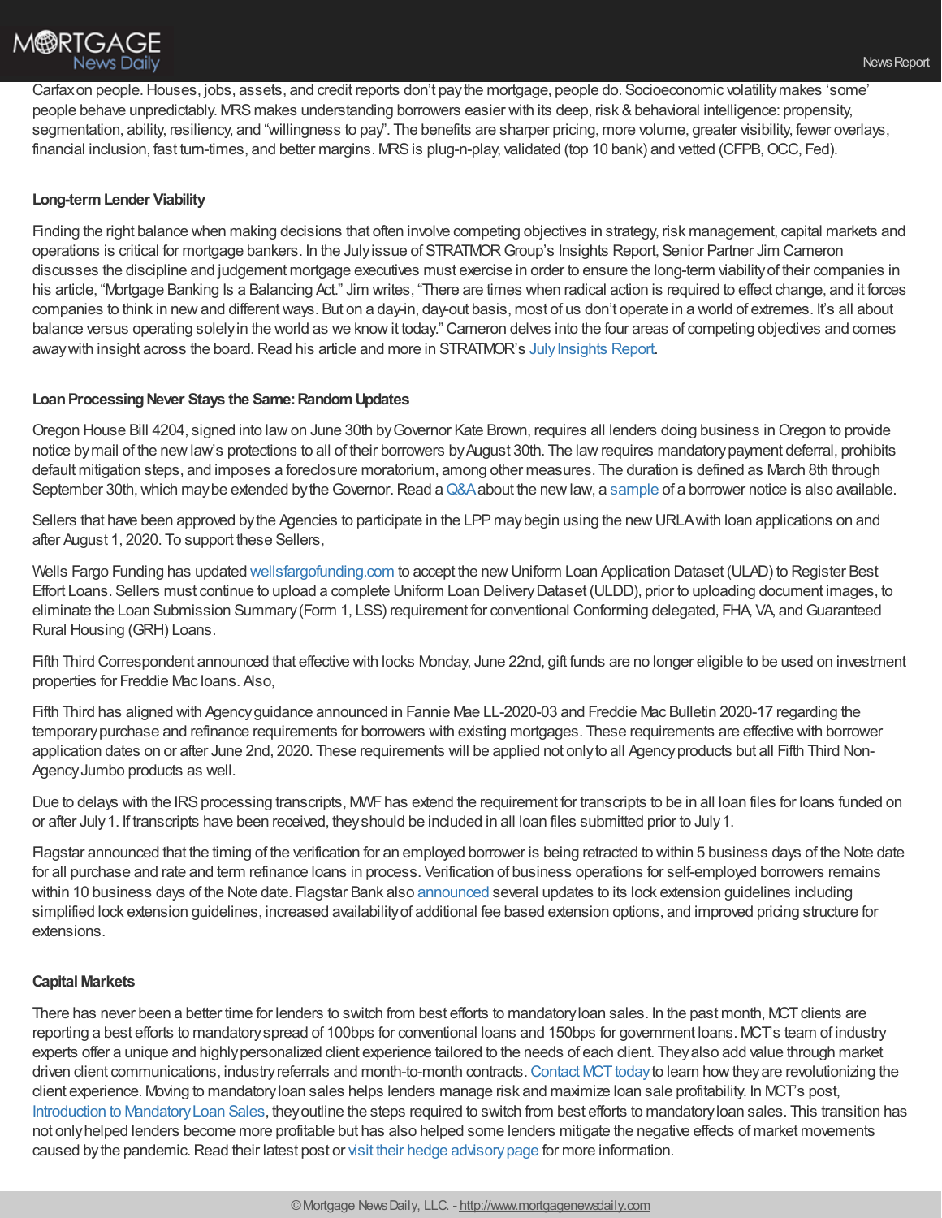Carfax on people. Houses, jobs, assets, and credit reports don't pay the mortgage, people do. Socioeconomic volatility makes 'some' people behave unpredictably. MRS makes understanding borrowers easier with its deep, risk & behavioral intelligence: propensity, segmentation, ability, resiliency, and "willingness to pay". The benefits are sharper pricing, more volume, greater visibility, fewer overlays, financial inclusion, fast turn-times, and better margins. MRS is plug-n-play, validated (top 10 bank) and vetted (CFPB, OCC, Fed).

### Long-term Lender Viability

Finding the right balance when making decisions that often involve competing objectives in strategy, risk management, capital markets and operations is critical for mortgage bankers. In the July issue of STRATMOR Group's Insights Report, Senior Partner Jim Cameron discusses the discipline and judgement mortgage executives must exercise in order to ensure the long-term viability of their companies in his article, "Mortgage Banking Is a Balancing Act." Jim writes, "There are times when radical action is required to effect change, and it forces companies to think in new and different ways. But on a day-in, day-out basis, most of us don't operate in a world of extremes. It's all about balance versus operating solely in the world as we know it today." Cameron delves into the four areas of competing objectives and comes away with insight across the board. Read his article and more in STRATMOR's July Insights Report.

### Loan Processing Never Stays the Same: Random Updates

Oregon House Bill 4204, signed into law on June 30th by Governor Kate Brown, requires all lenders doing business in Oregon to provide notice by mail of the new law's protections to all of their borrowers by August 30th. The law requires mandatory payment deferral, prohibits default mitigation steps, and imposes a foreclosure moratorium, among other measures. The duration is defined as March 8th through September 30th, which may be extended by the Governor. Read a Q&A about the new law, a sample of a borrower notice is also available.

Sellers that have been approved by the Agencies to participate in the LPP may begin using the new URLA with loan applications on and after August 1, 2020. To support these Sellers,

Wells Fargo Funding has updated wellsfargofunding.com to accept the new Uniform Loan Application Dataset (ULAD) to Register Best Effort Loans. Sellers must continue to upload a complete Uniform Loan Delivery Dataset (ULDD), prior to uploading document images, to eliminate the Loan Submission Summary (Form 1, LSS) requirement for conventional Conforming delegated, FHA, VA, and Guaranteed Rural Housing (GRH) Loans.

Fifth Third Correspondent announced that effective with locks Monday, June 22nd, gift funds are no longer eligible to be used on investment properties for Freddie Mac loans. Also,

Fifth Third has aligned with Agency guidance announced in Fannie Mae LL-2020-03 and Freddie Mac Bulletin 2020-17 regarding the temporary purchase and refinance requirements for borrowers with existing mortgages. These requirements are effective with borrower application dates on or after June 2nd, 2020. These requirements will be applied not only to all Agency products but all Fifth Third Non-Agency Jumbo products as well.

Due to delays with the IRS processing transcripts, MWF has extend the requirement for transcripts to be in all loan files for loans funded on or after July 1. If transcripts have been received, they should be included in all loan files submitted prior to July 1.

Flagstar announced that the timing of the verification for an employed borrower is being retracted to within 5 business days of the Note date for all purchase and rate and term refinance loans in process. Verification of business operations for self-employed borrowers remains within 10 business days of the Note date. Flagstar Bank also announced several updates to its lock extension guidelines including simplified lock extension guidelines, increased availability of additional fee based extension options, and improved pricing structure for extensions.

### Capital Markets

There has never been a better time for lenders to switch from best efforts to mandatory loan sales. In the past month, MCT clients are reporting a best efforts to mandatory spread of 100bps for conventional loans and 150bps for government loans. MCT's team of industry experts offer a unique and highly personalized client experience tailored to the needs of each client. They also add value through market driven client communications, industry referrals and month-to-month contracts. Contact MCT today to learn how they are revolutionizing the client experience. Moving to mandatory loan sales helps lenders manage risk and maximize loan sale profitability. In MCT's post, Introduction to Mandatory Loan Sales, they outline the steps required to switch from best efforts to mandatory loan sales. This transition has not only helped lenders become more profitable but has also helped some lenders mitigate the negative effects of market movements caused by the pandemic. Read their latest post or visit their hedge advisory page for more information.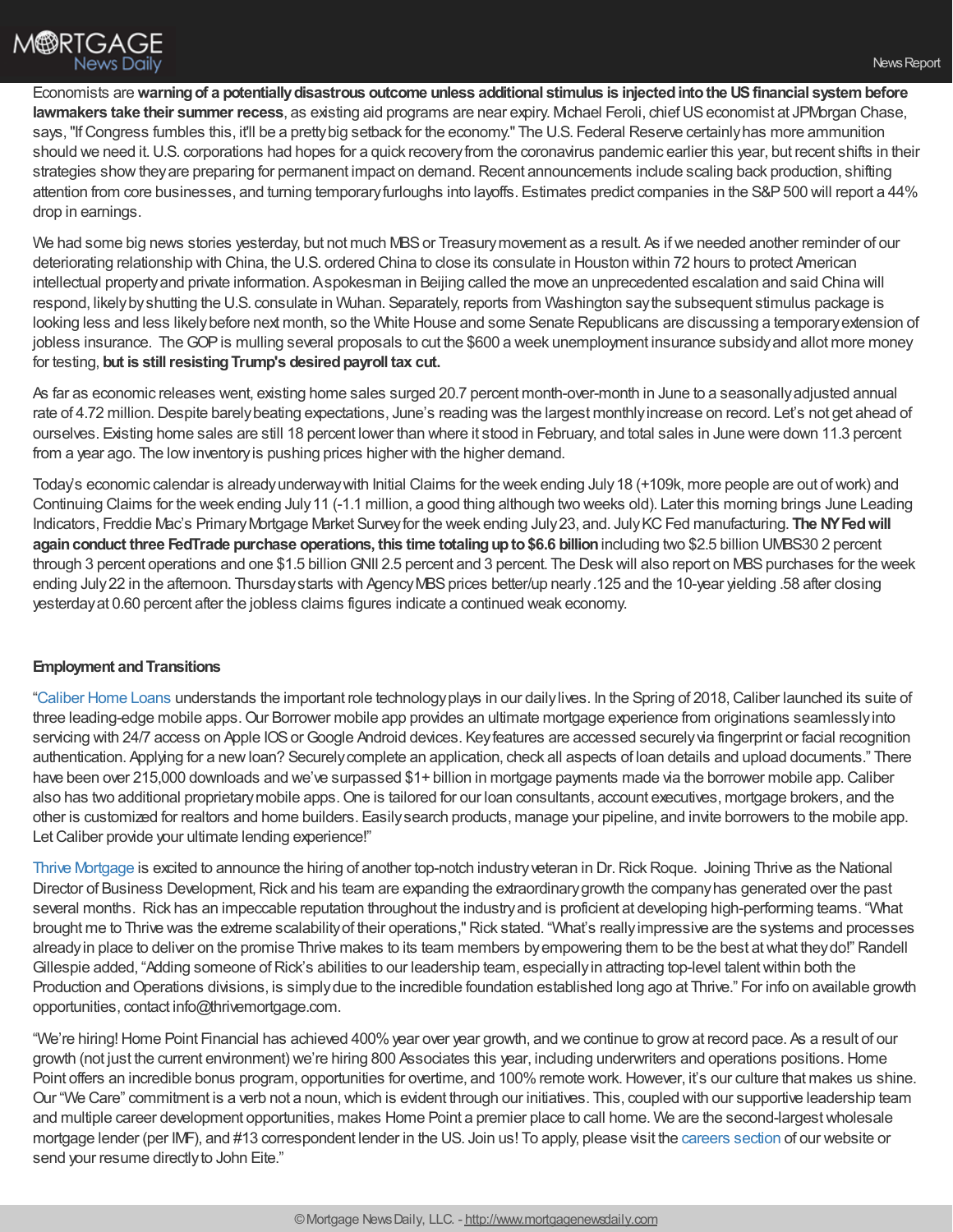Economists are **warning of a potentially disastrous outcome unless additional stimulus is injected into the US financial system before lawmakers take their summer recess**, as existing aid programs are near expiry. Michael Feroli, chief US economist at JPMorgan Chase, says, "If Congress fumbles this, it'll be a pretty big setback for the economy." The U.S. Federal Reserve certainly has more ammunition should we need it. U.S. corporations had hopes for a quick recovery from the coronavirus pandemic earlier this year, but recent shifts in their strategies show they are preparing for permanent impact on demand. Recent announcements include scaling back production, shifting attention from core businesses, and turning temporary furloughs into layoffs. Estimates predict companies in the S&P 500 will report a 44% drop in earnings.

We had some big news stories yesterday, but not much MBS or Treasury movement as a result. As if we needed another reminder of our deteriorating relationship with China, the U.S. ordered China to close its consulate in Houston within 72 hours to protect American intellectual property and private information. A spokesman in Beijing called the move an unprecedented escalation and said China will respond, likely by shutting the U.S. consulate in Wuhan. Separately, reports from Washington say the subsequent stimulus package is looking less and less likely before next month, so the White House and some Senate Republicans are discussing a temporary extension of jobless insurance. The GOP is mulling several proposals to cut the $600 a week unemployment insurance subsidy and allot more money for testing, **but is still resisting Trump's desired payroll tax cut.**

As far as economic releases went, existing home sales surged 20.7 percent month-over-month in June to a seasonally adjusted annual rate of 4.72 million. Despite barely beating expectations, June's reading was the largest monthly increase on record. Let's not get ahead of ourselves. Existing home sales are still 18 percent lower than where it stood in February, and total sales in June were down 11.3 percent from a year ago. The low inventory is pushing prices higher with the higher demand.

Today's economic calendar is already underway with Initial Claims for the week ending July 18 (+109k, more people are out of work) and Continuing Claims for the week ending July 11 (-1.1 million, a good thing although two weeks old). Later this morning brings June Leading Indicators, Freddie Mac's Primary Mortgage Market Survey for the week ending July 23, and. July KC Fed manufacturing. **The NY Fed will again conduct three FedTrade purchase operations, this time totaling up to $6.6 billion** including two $2.5 billion UMBS30 2 percent through 3 percent operations and one $1.5 billion GNII 2.5 percent and 3 percent. The Desk will also report on MBS purchases for the week ending July 22 in the afternoon. Thursday starts with Agency MBS prices better/up nearly .125 and the 10-year yielding .58 after closing yesterday at 0.60 percent after the jobless claims figures indicate a continued weak economy.

**Employment and Transitions**

"Caliber Home Loans understands the important role technology plays in our daily lives. In the Spring of 2018, Caliber launched its suite of three leading-edge mobile apps. Our Borrower mobile app provides an ultimate mortgage experience from originations seamlessly into servicing with 24/7 access on Apple IOS or Google Android devices. Key features are accessed securely via fingerprint or facial recognition authentication. Applying for a new loan? Securely complete an application, check all aspects of loan details and upload documents." There have been over 215,000 downloads and we've surpassed $1+ billion in mortgage payments made via the borrower mobile app. Caliber also has two additional proprietary mobile apps. One is tailored for our loan consultants, account executives, mortgage brokers, and the other is customized for realtors and home builders. Easily search products, manage your pipeline, and invite borrowers to the mobile app. Let Caliber provide your ultimate lending experience!"

Thrive Mortgage is excited to announce the hiring of another top-notch industry veteran in Dr. Rick Roque. Joining Thrive as the National Director of Business Development, Rick and his team are expanding the extraordinary growth the company has generated over the past several months. Rick has an impeccable reputation throughout the industry and is proficient at developing high-performing teams. "What brought me to Thrive was the extreme scalability of their operations," Rick stated. "What's really impressive are the systems and processes already in place to deliver on the promise Thrive makes to its team members by empowering them to be the best at what they do!" Randell Gillespie added, "Adding someone of Rick's abilities to our leadership team, especially in attracting top-level talent within both the Production and Operations divisions, is simply due to the incredible foundation established long ago at Thrive." For info on available growth opportunities, contact info@thrivemortgage.com.

"We're hiring! Home Point Financial has achieved 400% year over year growth, and we continue to grow at record pace. As a result of our growth (not just the current environment) we're hiring 800 Associates this year, including underwriters and operations positions. Home Point offers an incredible bonus program, opportunities for overtime, and 100% remote work. However, it's our culture that makes us shine. Our "We Care" commitment is a verb not a noun, which is evident through our initiatives. This, coupled with our supportive leadership team and multiple career development opportunities, makes Home Point a premier place to call home. We are the second-largest wholesale mortgage lender (per IMF), and #13 correspondent lender in the US. Join us! To apply, please visit the careers section of our website or send your resume directly to John Eite."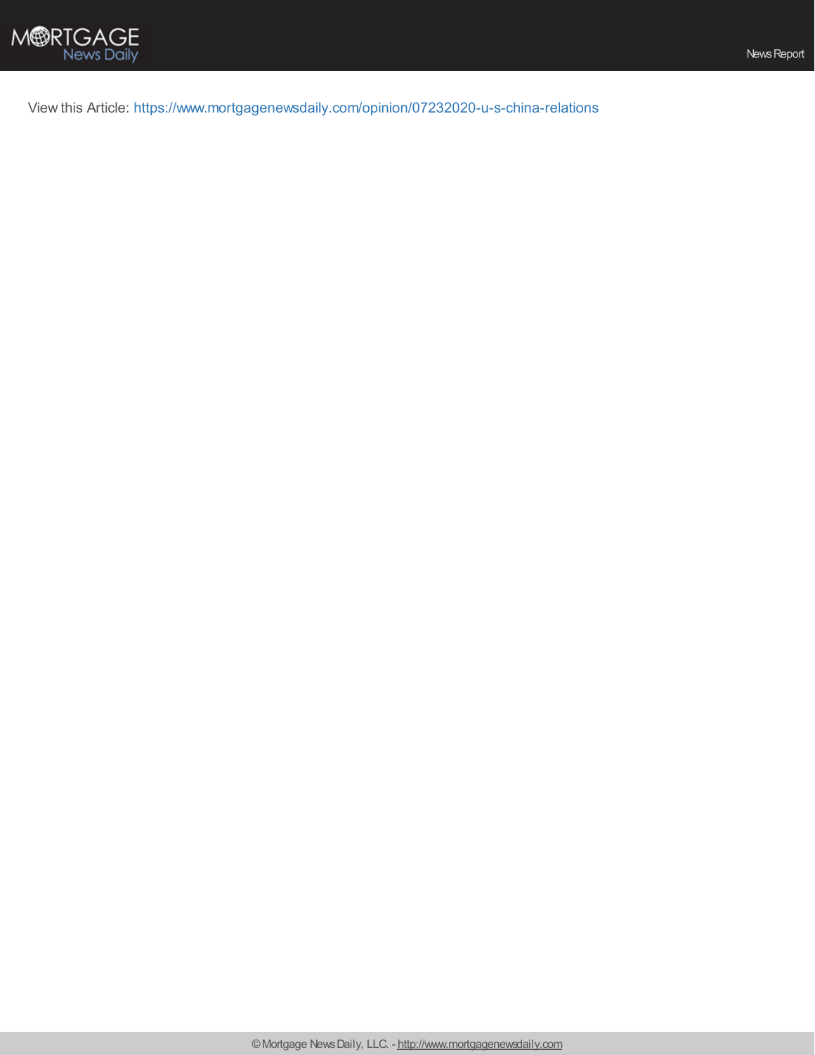View this Article: https://www.mortgagenewsdaily.com/opinion/07232020-u-s-china-relations